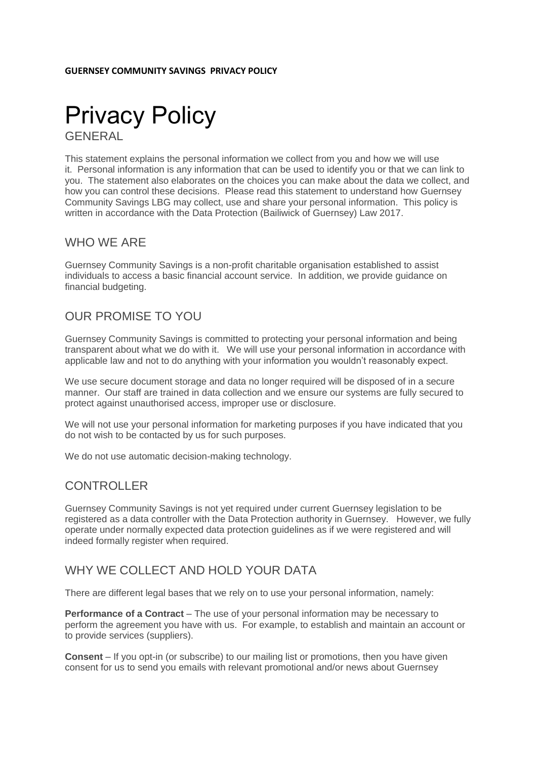**GUERNSEY COMMUNITY SAVINGS PRIVACY POLICY**

# Privacy Policy

## GENERAL

This statement explains the personal information we collect from you and how we will use it. Personal information is any information that can be used to identify you or that we can link to you. The statement also elaborates on the choices you can make about the data we collect, and how you can control these decisions. Please read this statement to understand how Guernsey Community Savings LBG may collect, use and share your personal information. This policy is written in accordance with the Data Protection (Bailiwick of Guernsey) Law 2017.

## WHO WE ARE

Guernsey Community Savings is a non-profit charitable organisation established to assist individuals to access a basic financial account service. In addition, we provide guidance on financial budgeting.

## OUR PROMISE TO YOU

Guernsey Community Savings is committed to protecting your personal information and being transparent about what we do with it. We will use your personal information in accordance with applicable law and not to do anything with your information you wouldn't reasonably expect.

We use secure document storage and data no longer required will be disposed of in a secure manner. Our staff are trained in data collection and we ensure our systems are fully secured to protect against unauthorised access, improper use or disclosure.

We will not use your personal information for marketing purposes if you have indicated that you do not wish to be contacted by us for such purposes.

We do not use automatic decision-making technology.

## CONTROLLER

Guernsey Community Savings is not yet required under current Guernsey legislation to be registered as a data controller with the Data Protection authority in Guernsey. However, we fully operate under normally expected data protection guidelines as if we were registered and will indeed formally register when required.

## WHY WE COLLECT AND HOLD YOUR DATA

There are different legal bases that we rely on to use your personal information, namely:

**Performance of a Contract** – The use of your personal information may be necessary to perform the agreement you have with us. For example, to establish and maintain an account or to provide services (suppliers).

**Consent** – If you opt-in (or subscribe) to our mailing list or promotions, then you have given consent for us to send you emails with relevant promotional and/or news about Guernsey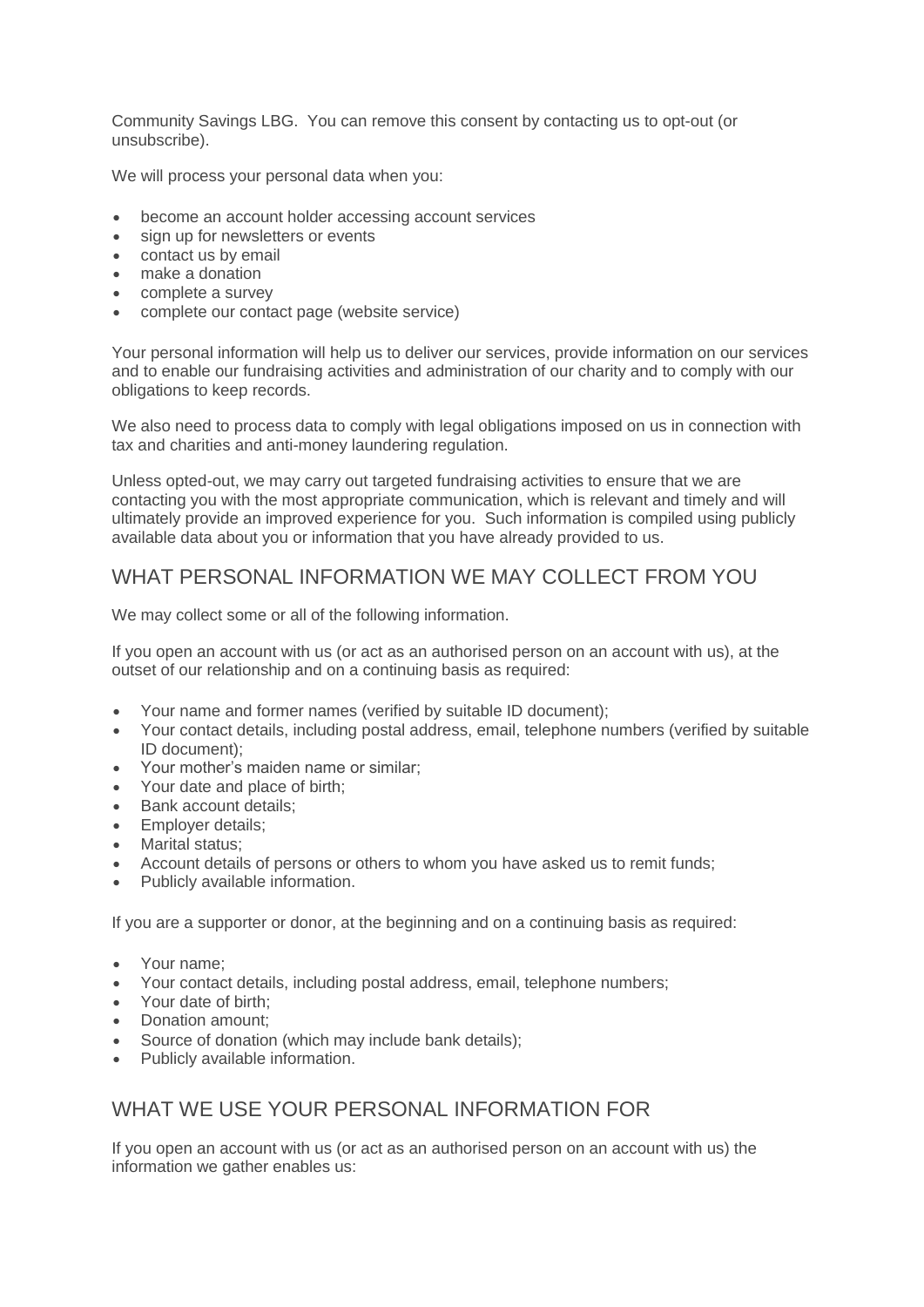Community Savings LBG. You can remove this consent by contacting us to opt-out (or unsubscribe).

We will process your personal data when you:

- become an account holder accessing account services
- sign up for newsletters or events
- contact us by email
- make a donation
- complete a survey
- complete our contact page (website service)

Your personal information will help us to deliver our services, provide information on our services and to enable our fundraising activities and administration of our charity and to comply with our obligations to keep records.

We also need to process data to comply with legal obligations imposed on us in connection with tax and charities and anti-money laundering regulation.

Unless opted-out, we may carry out targeted fundraising activities to ensure that we are contacting you with the most appropriate communication, which is relevant and timely and will ultimately provide an improved experience for you. Such information is compiled using publicly available data about you or information that you have already provided to us.

## WHAT PERSONAL INFORMATION WE MAY COLLECT FROM YOU

We may collect some or all of the following information.

If you open an account with us (or act as an authorised person on an account with us), at the outset of our relationship and on a continuing basis as required:

- Your name and former names (verified by suitable ID document);
- Your contact details, including postal address, email, telephone numbers (verified by suitable ID document);
- Your mother's maiden name or similar;
- Your date and place of birth;
- Bank account details;
- Employer details;
- Marital status;
- Account details of persons or others to whom you have asked us to remit funds;
- Publicly available information.

If you are a supporter or donor, at the beginning and on a continuing basis as required:

- Your name;
- Your contact details, including postal address, email, telephone numbers;
- Your date of birth;
- Donation amount;
- Source of donation (which may include bank details);
- Publicly available information.

## WHAT WE USE YOUR PERSONAL INFORMATION FOR

If you open an account with us (or act as an authorised person on an account with us) the information we gather enables us: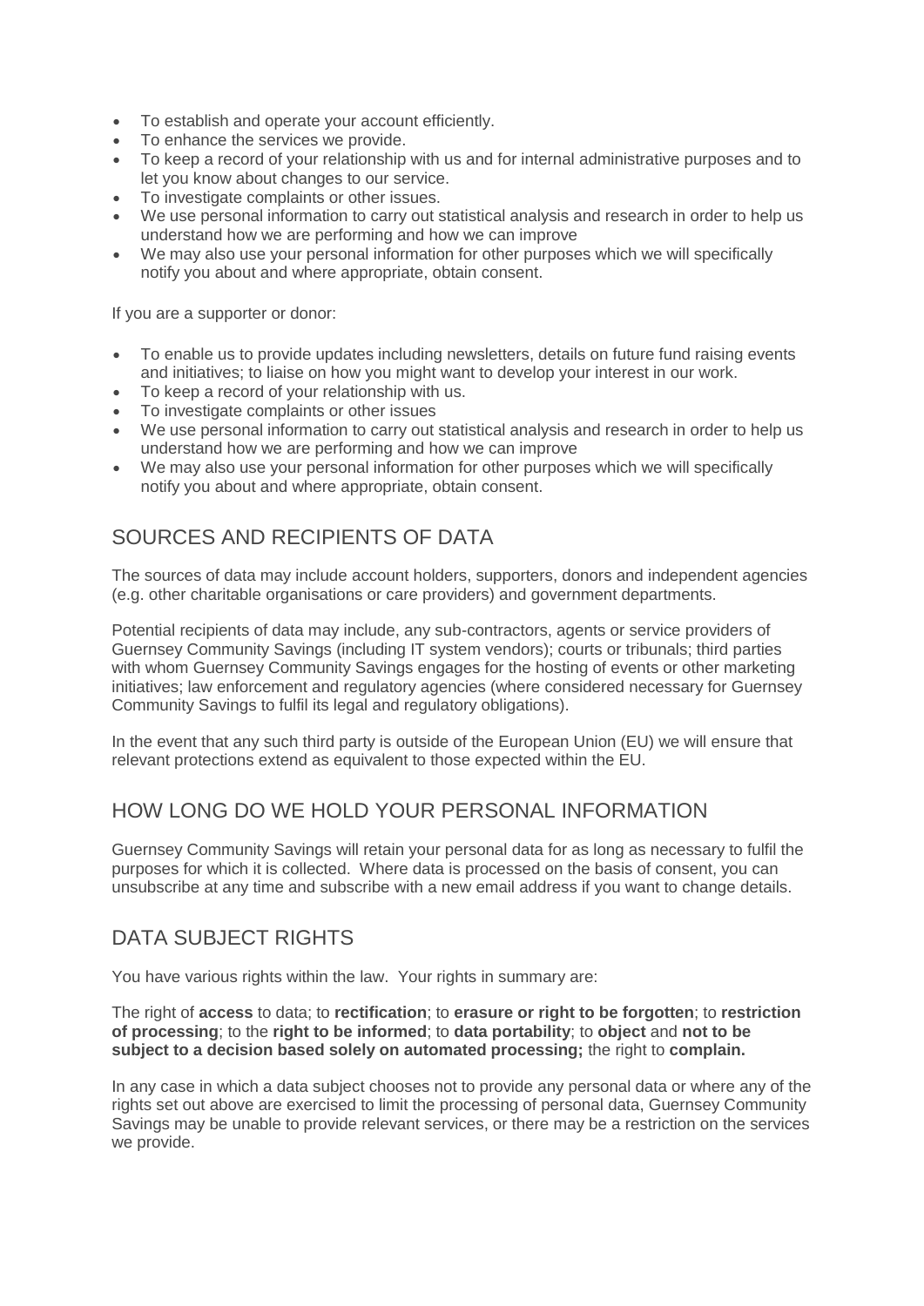- To establish and operate your account efficiently.
- To enhance the services we provide.
- To keep a record of your relationship with us and for internal administrative purposes and to let you know about changes to our service.
- To investigate complaints or other issues.
- We use personal information to carry out statistical analysis and research in order to help us understand how we are performing and how we can improve
- We may also use your personal information for other purposes which we will specifically notify you about and where appropriate, obtain consent.

If you are a supporter or donor:

- To enable us to provide updates including newsletters, details on future fund raising events and initiatives; to liaise on how you might want to develop your interest in our work.
- To keep a record of your relationship with us.
- To investigate complaints or other issues
- We use personal information to carry out statistical analysis and research in order to help us understand how we are performing and how we can improve
- We may also use your personal information for other purposes which we will specifically notify you about and where appropriate, obtain consent.

## SOURCES AND RECIPIENTS OF DATA

The sources of data may include account holders, supporters, donors and independent agencies (e.g. other charitable organisations or care providers) and government departments.

Potential recipients of data may include, any sub-contractors, agents or service providers of Guernsey Community Savings (including IT system vendors); courts or tribunals; third parties with whom Guernsey Community Savings engages for the hosting of events or other marketing initiatives; law enforcement and regulatory agencies (where considered necessary for Guernsey Community Savings to fulfil its legal and regulatory obligations).

In the event that any such third party is outside of the European Union (EU) we will ensure that relevant protections extend as equivalent to those expected within the EU.

## HOW LONG DO WE HOLD YOUR PERSONAL INFORMATION

Guernsey Community Savings will retain your personal data for as long as necessary to fulfil the purposes for which it is collected. Where data is processed on the basis of consent, you can unsubscribe at any time and subscribe with a new email address if you want to change details.

## DATA SUBJECT RIGHTS

You have various rights within the law. Your rights in summary are:

The right of **access** to data; to **rectification**; to **erasure or right to be forgotten**; to **restriction of processing**; to the **right to be informed**; to **data portability**; to **object** and **not to be subject to a decision based solely on automated processing;** the right to **complain.**

In any case in which a data subject chooses not to provide any personal data or where any of the rights set out above are exercised to limit the processing of personal data, Guernsey Community Savings may be unable to provide relevant services, or there may be a restriction on the services we provide.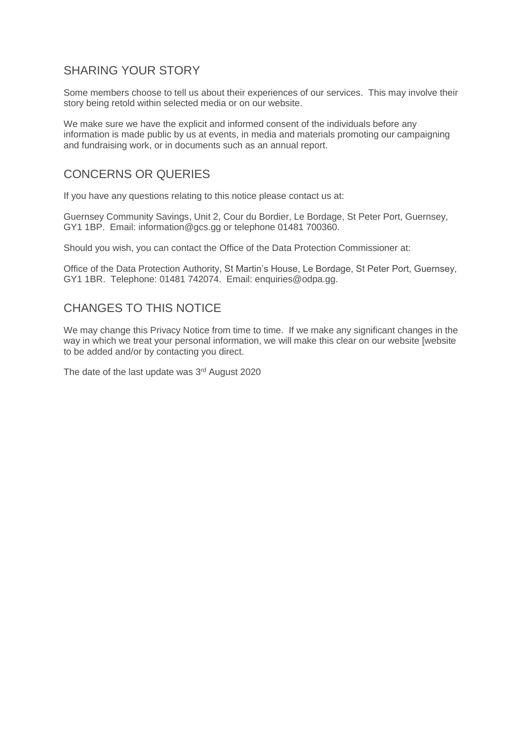## SHARING YOUR STORY

Some members choose to tell us about their experiences of our services. This may involve their story being retold within selected media or on our website.

We make sure we have the explicit and informed consent of the individuals before any information is made public by us at events, in media and materials promoting our campaigning and fundraising work, or in documents such as an annual report.

## CONCERNS OR QUERIES

If you have any questions relating to this notice please contact us at:

Guernsey Community Savings, Unit 2, Cour du Bordier, Le Bordage, St Peter Port, Guernsey, GY1 1BP. Email: information@gcs.gg or telephone 01481 700360.

Should you wish, you can contact the Office of the Data Protection Commissioner at:

Office of the Data Protection Authority, St Martin's House, Le Bordage, St Peter Port, Guernsey, GY1 1BR. Telephone: 01481 742074. Email: enquiries@odpa.gg.

## CHANGES TO THIS NOTICE

We may change this Privacy Notice from time to time. If we make any significant changes in the way in which we treat your personal information, we will make this clear on our website [website to be added and/or by contacting you direct.

The date of the last update was 3rd August 2020